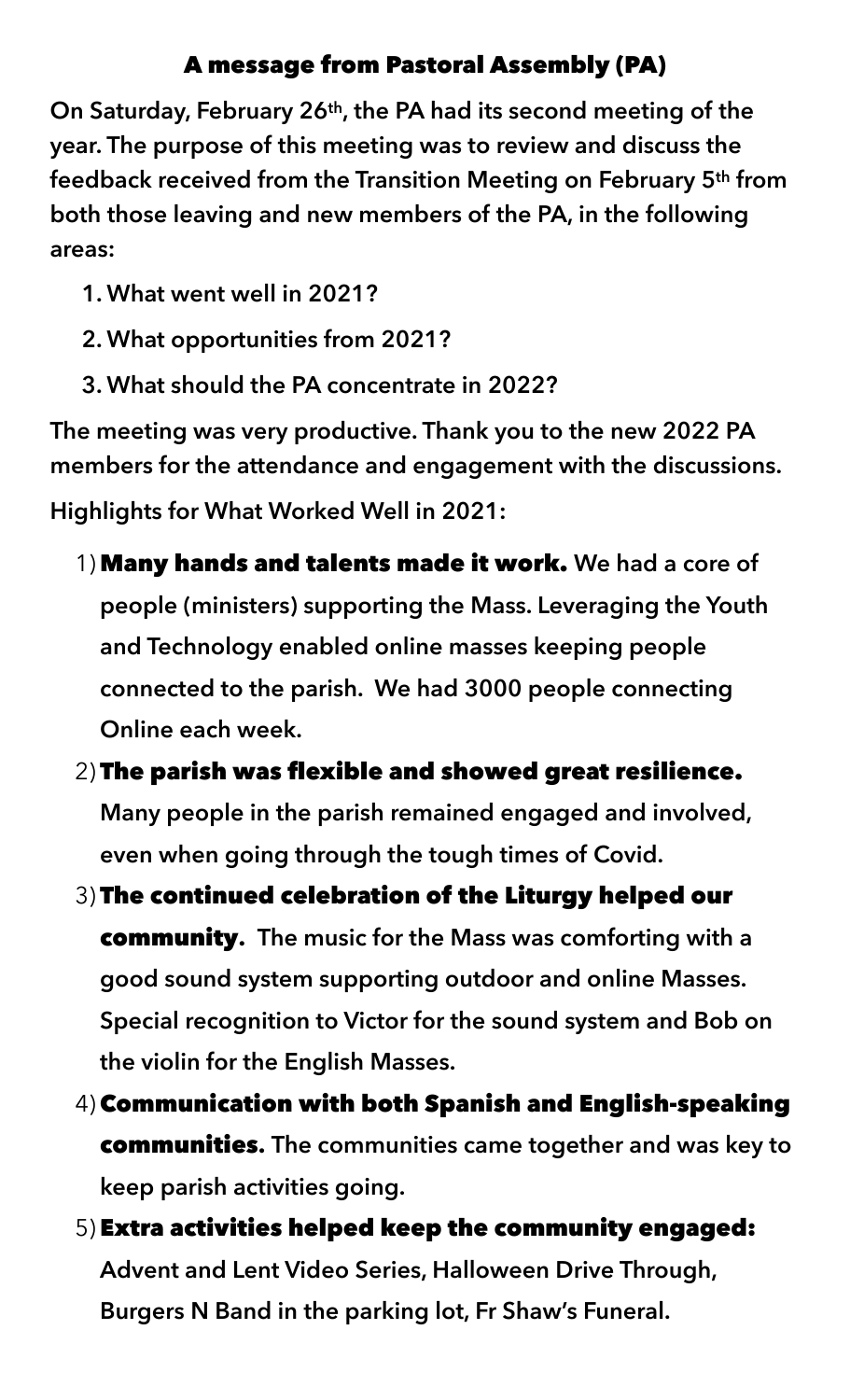## A message from Pastoral Assembly (PA)

**On Saturday, February 26th, the PA had its second meeting of the year. The purpose of this meeting was to review and discuss the feedback received from the Transition Meeting on February 5th from both those leaving and new members of the PA, in the following areas:**

1. **What went well in 2021?**
2. **What opportunities from 2021?**
3. **What should the PA concentrate in 2022?**

**The meeting was very productive. Thank you to the new 2022 PA members for the attendance and engagement with the discussions.**

**Highlights for What Worked Well in 2021:**

1) **Many hands and talents made it work.** **We had a core of people (ministers) supporting the Mass. Leveraging the Youth and Technology enabled online masses keeping people connected to the parish. We had 3000 people connecting Online each week.**
2) **The parish was flexible and showed great resilience.** **Many people in the parish remained engaged and involved, even when going through the tough times of Covid.**
3) **The continued celebration of the Liturgy helped our community.** **The music for the Mass was comforting with a good sound system supporting outdoor and online Masses. Special recognition to Victor for the sound system and Bob on the violin for the English Masses.**
4) **Communication with both Spanish and English-speaking communities.** **The communities came together and was key to keep parish activities going.**
5) **Extra activities helped keep the community engaged:** **Advent and Lent Video Series, Halloween Drive Through, Burgers N Band in the parking lot, Fr Shaw's Funeral.**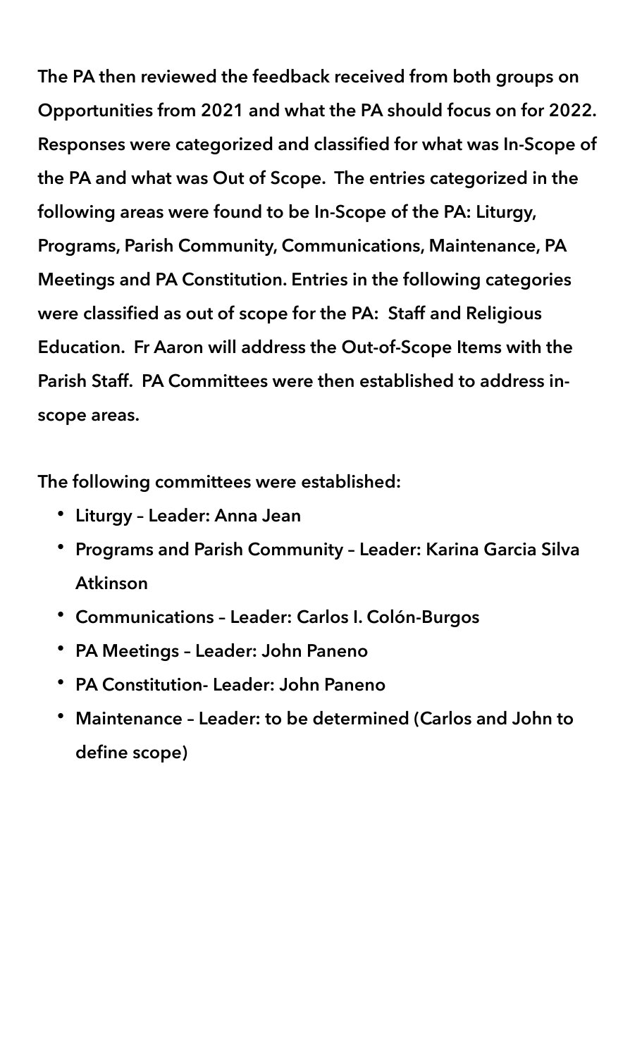**The PA then reviewed the feedback received from both groups on Opportunities from 2021 and what the PA should focus on for 2022. Responses were categorized and classified for what was In-Scope of the PA and what was Out of Scope. The entries categorized in the following areas were found to be In-Scope of the PA: Liturgy, Programs, Parish Community, Communications, Maintenance, PA Meetings and PA Constitution. Entries in the following categories were classified as out of scope for the PA: Staff and Religious Education. Fr Aaron will address the Out-of-Scope Items with the Parish Staff. PA Committees were then established to address in-scope areas.**

**The following committees were established:**

- **Liturgy – Leader: Anna Jean**
- **Programs and Parish Community – Leader: Karina Garcia Silva Atkinson**
- **Communications – Leader: Carlos I. Colón-Burgos**
- **PA Meetings – Leader: John Paneno**
- **PA Constitution- Leader: John Paneno**
- **Maintenance – Leader: to be determined (Carlos and John to define scope)**